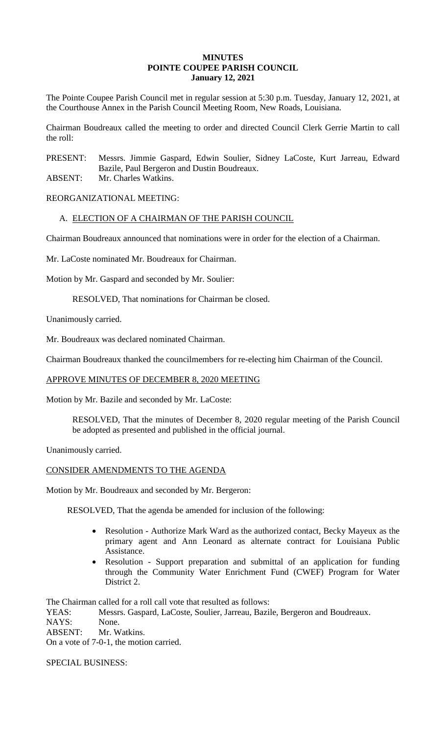# MINUTES
# POINTE COUPEE PARISH COUNCIL
## January 12, 2021

The Pointe Coupee Parish Council met in regular session at 5:30 p.m. Tuesday, January 12, 2021, at the Courthouse Annex in the Parish Council Meeting Room, New Roads, Louisiana.

Chairman Boudreaux called the meeting to order and directed Council Clerk Gerrie Martin to call the roll:

PRESENT: Messrs. Jimmie Gaspard, Edwin Soulier, Sidney LaCoste, Kurt Jarreau, Edward Bazile, Paul Bergeron and Dustin Boudreaux.
ABSENT: Mr. Charles Watkins.

REORGANIZATIONAL MEETING:

A. ELECTION OF A CHAIRMAN OF THE PARISH COUNCIL

Chairman Boudreaux announced that nominations were in order for the election of a Chairman.

Mr. LaCoste nominated Mr. Boudreaux for Chairman.

Motion by Mr. Gaspard and seconded by Mr. Soulier:

RESOLVED, That nominations for Chairman be closed.

Unanimously carried.

Mr. Boudreaux was declared nominated Chairman.

Chairman Boudreaux thanked the councilmembers for re-electing him Chairman of the Council.

APPROVE MINUTES OF DECEMBER 8, 2020 MEETING

Motion by Mr. Bazile and seconded by Mr. LaCoste:

RESOLVED, That the minutes of December 8, 2020 regular meeting of the Parish Council be adopted as presented and published in the official journal.

Unanimously carried.

CONSIDER AMENDMENTS TO THE AGENDA

Motion by Mr. Boudreaux and seconded by Mr. Bergeron:

RESOLVED, That the agenda be amended for inclusion of the following:

- Resolution - Authorize Mark Ward as the authorized contact, Becky Mayeux as the primary agent and Ann Leonard as alternate contract for Louisiana Public Assistance.
- Resolution - Support preparation and submittal of an application for funding through the Community Water Enrichment Fund (CWEF) Program for Water District 2.

The Chairman called for a roll call vote that resulted as follows:
YEAS: Messrs. Gaspard, LaCoste, Soulier, Jarreau, Bazile, Bergeron and Boudreaux.
NAYS: None.
ABSENT: Mr. Watkins.
On a vote of 7-0-1, the motion carried.

SPECIAL BUSINESS: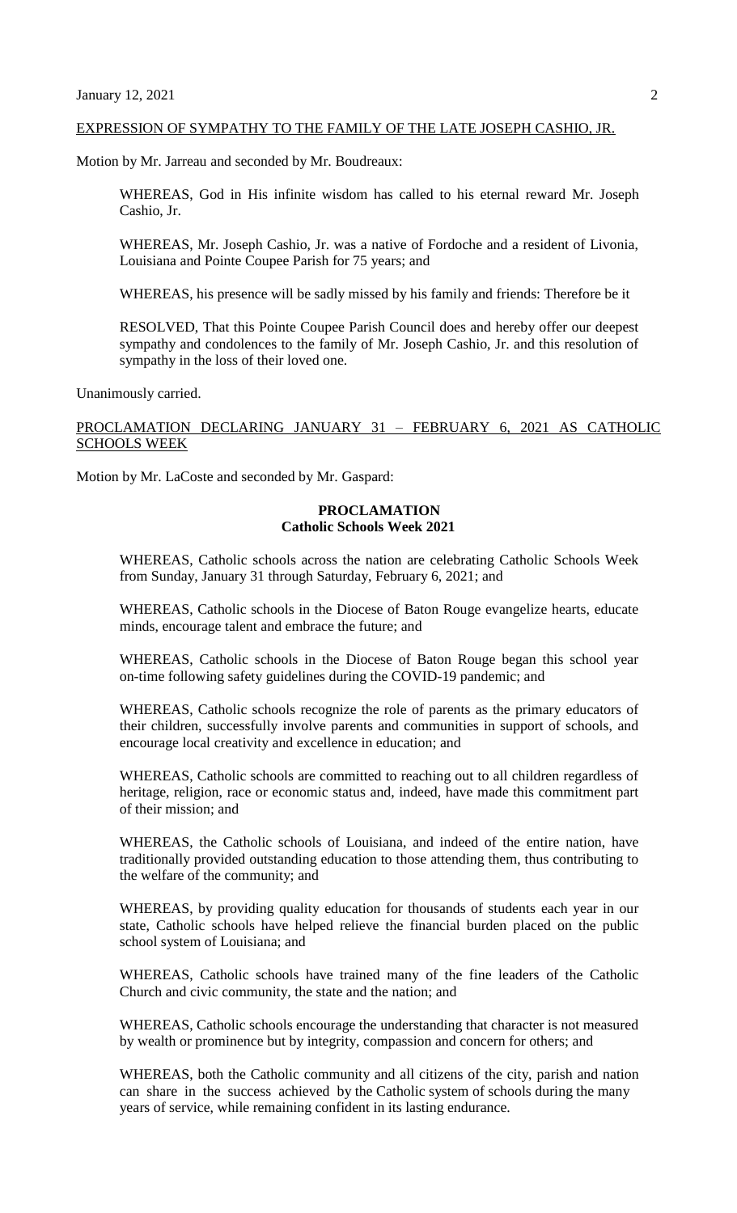EXPRESSION OF SYMPATHY TO THE FAMILY OF THE LATE JOSEPH CASHIO, JR.

Motion by Mr. Jarreau and seconded by Mr. Boudreaux:

WHEREAS, God in His infinite wisdom has called to his eternal reward Mr. Joseph Cashio, Jr.

WHEREAS, Mr. Joseph Cashio, Jr. was a native of Fordoche and a resident of Livonia, Louisiana and Pointe Coupee Parish for 75 years; and

WHEREAS, his presence will be sadly missed by his family and friends: Therefore be it

RESOLVED, That this Pointe Coupee Parish Council does and hereby offer our deepest sympathy and condolences to the family of Mr. Joseph Cashio, Jr. and this resolution of sympathy in the loss of their loved one.

Unanimously carried.

PROCLAMATION DECLARING JANUARY 31 – FEBRUARY 6, 2021 AS CATHOLIC SCHOOLS WEEK

Motion by Mr. LaCoste and seconded by Mr. Gaspard:

**PROCLAMATION**
**Catholic Schools Week 2021**

WHEREAS, Catholic schools across the nation are celebrating Catholic Schools Week from Sunday, January 31 through Saturday, February 6, 2021; and

WHEREAS, Catholic schools in the Diocese of Baton Rouge evangelize hearts, educate minds, encourage talent and embrace the future; and

WHEREAS, Catholic schools in the Diocese of Baton Rouge began this school year on-time following safety guidelines during the COVID-19 pandemic; and

WHEREAS, Catholic schools recognize the role of parents as the primary educators of their children, successfully involve parents and communities in support of schools, and encourage local creativity and excellence in education; and

WHEREAS, Catholic schools are committed to reaching out to all children regardless of heritage, religion, race or economic status and, indeed, have made this commitment part of their mission; and

WHEREAS, the Catholic schools of Louisiana, and indeed of the entire nation, have traditionally provided outstanding education to those attending them, thus contributing to the welfare of the community; and

WHEREAS, by providing quality education for thousands of students each year in our state, Catholic schools have helped relieve the financial burden placed on the public school system of Louisiana; and

WHEREAS, Catholic schools have trained many of the fine leaders of the Catholic Church and civic community, the state and the nation; and

WHEREAS, Catholic schools encourage the understanding that character is not measured by wealth or prominence but by integrity, compassion and concern for others; and

WHEREAS, both the Catholic community and all citizens of the city, parish and nation can share in the success achieved by the Catholic system of schools during the many years of service, while remaining confident in its lasting endurance.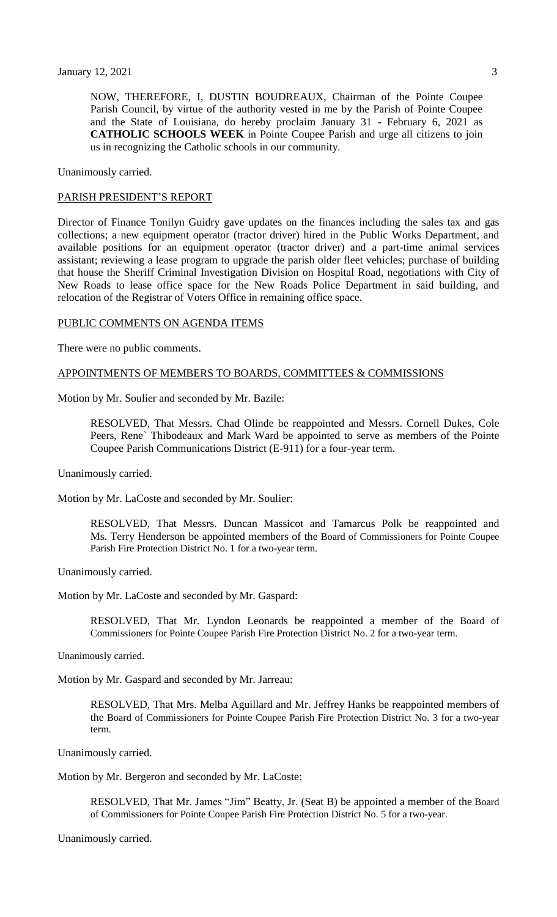NOW, THEREFORE, I, DUSTIN BOUDREAUX, Chairman of the Pointe Coupee Parish Council, by virtue of the authority vested in me by the Parish of Pointe Coupee and the State of Louisiana, do hereby proclaim January 31 - February 6, 2021 as **CATHOLIC SCHOOLS WEEK** in Pointe Coupee Parish and urge all citizens to join us in recognizing the Catholic schools in our community.

Unanimously carried.

## PARISH PRESIDENT'S REPORT

Director of Finance Tonilyn Guidry gave updates on the finances including the sales tax and gas collections; a new equipment operator (tractor driver) hired in the Public Works Department, and available positions for an equipment operator (tractor driver) and a part-time animal services assistant; reviewing a lease program to upgrade the parish older fleet vehicles; purchase of building that house the Sheriff Criminal Investigation Division on Hospital Road, negotiations with City of New Roads to lease office space for the New Roads Police Department in said building, and relocation of the Registrar of Voters Office in remaining office space.

## PUBLIC COMMENTS ON AGENDA ITEMS

There were no public comments.

## APPOINTMENTS OF MEMBERS TO BOARDS, COMMITTEES & COMMISSIONS

Motion by Mr. Soulier and seconded by Mr. Bazile:

> RESOLVED, That Messrs. Chad Olinde be reappointed and Messrs. Cornell Dukes, Cole Peers, Rene` Thibodeaux and Mark Ward be appointed to serve as members of the Pointe Coupee Parish Communications District (E-911) for a four-year term.

Unanimously carried.

Motion by Mr. LaCoste and seconded by Mr. Soulier:

> RESOLVED, That Messrs. Duncan Massicot and Tamarcus Polk be reappointed and Ms. Terry Henderson be appointed members of the Board of Commissioners for Pointe Coupee Parish Fire Protection District No. 1 for a two-year term.

Unanimously carried.

Motion by Mr. LaCoste and seconded by Mr. Gaspard:

> RESOLVED, That Mr. Lyndon Leonards be reappointed a member of the Board of Commissioners for Pointe Coupee Parish Fire Protection District No. 2 for a two-year term.

Unanimously carried.

Motion by Mr. Gaspard and seconded by Mr. Jarreau:

> RESOLVED, That Mrs. Melba Aguillard and Mr. Jeffrey Hanks be reappointed members of the Board of Commissioners for Pointe Coupee Parish Fire Protection District No. 3 for a two-year term.

Unanimously carried.

Motion by Mr. Bergeron and seconded by Mr. LaCoste:

> RESOLVED, That Mr. James "Jim" Beatty, Jr. (Seat B) be appointed a member of the Board of Commissioners for Pointe Coupee Parish Fire Protection District No. 5 for a two-year.

Unanimously carried.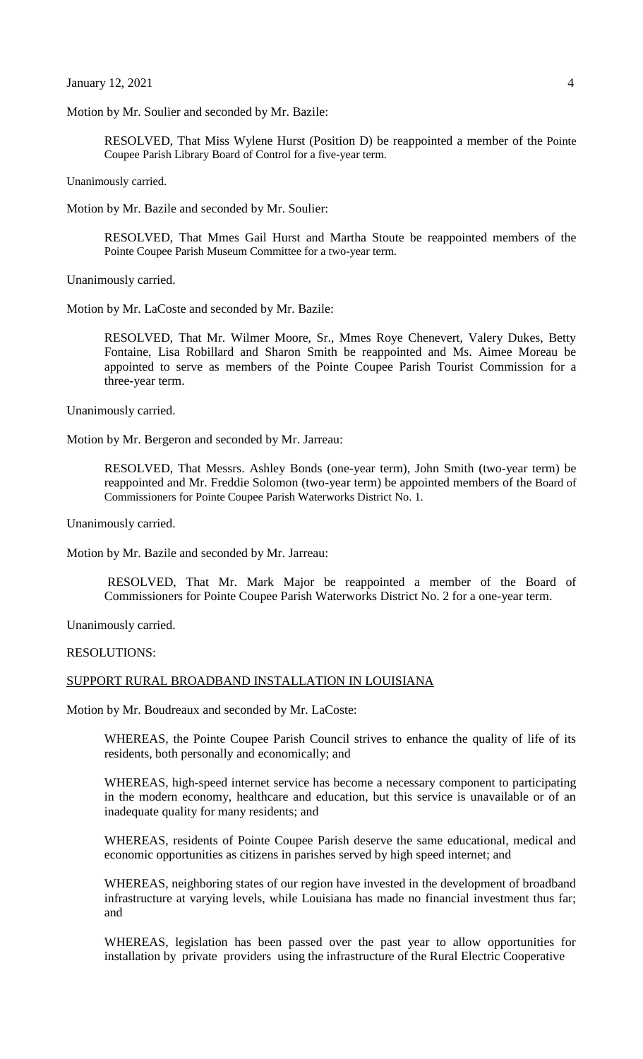Motion by Mr. Soulier and seconded by Mr. Bazile:

> RESOLVED, That Miss Wylene Hurst (Position D) be reappointed a member of the Pointe Coupee Parish Library Board of Control for a five-year term.

Unanimously carried.

Motion by Mr. Bazile and seconded by Mr. Soulier:

> RESOLVED, That Mmes Gail Hurst and Martha Stoute be reappointed members of the Pointe Coupee Parish Museum Committee for a two-year term.

Unanimously carried.

Motion by Mr. LaCoste and seconded by Mr. Bazile:

> RESOLVED, That Mr. Wilmer Moore, Sr., Mmes Roye Chenevert, Valery Dukes, Betty Fontaine, Lisa Robillard and Sharon Smith be reappointed and Ms. Aimee Moreau be appointed to serve as members of the Pointe Coupee Parish Tourist Commission for a three-year term.

Unanimously carried.

Motion by Mr. Bergeron and seconded by Mr. Jarreau:

> RESOLVED, That Messrs. Ashley Bonds (one-year term), John Smith (two-year term) be reappointed and Mr. Freddie Solomon (two-year term) be appointed members of the Board of Commissioners for Pointe Coupee Parish Waterworks District No. 1.

Unanimously carried.

Motion by Mr. Bazile and seconded by Mr. Jarreau:

> RESOLVED, That Mr. Mark Major be reappointed a member of the Board of Commissioners for Pointe Coupee Parish Waterworks District No. 2 for a one-year term.

Unanimously carried.

RESOLUTIONS:

<u>SUPPORT RURAL BROADBAND INSTALLATION IN LOUISIANA</u>

Motion by Mr. Boudreaux and seconded by Mr. LaCoste:

> WHEREAS, the Pointe Coupee Parish Council strives to enhance the quality of life of its residents, both personally and economically; and
>
> WHEREAS, high-speed internet service has become a necessary component to participating in the modern economy, healthcare and education, but this service is unavailable or of an inadequate quality for many residents; and
>
> WHEREAS, residents of Pointe Coupee Parish deserve the same educational, medical and economic opportunities as citizens in parishes served by high speed internet; and
>
> WHEREAS, neighboring states of our region have invested in the development of broadband infrastructure at varying levels, while Louisiana has made no financial investment thus far; and
>
> WHEREAS, legislation has been passed over the past year to allow opportunities for installation by private providers using the infrastructure of the Rural Electric Cooperative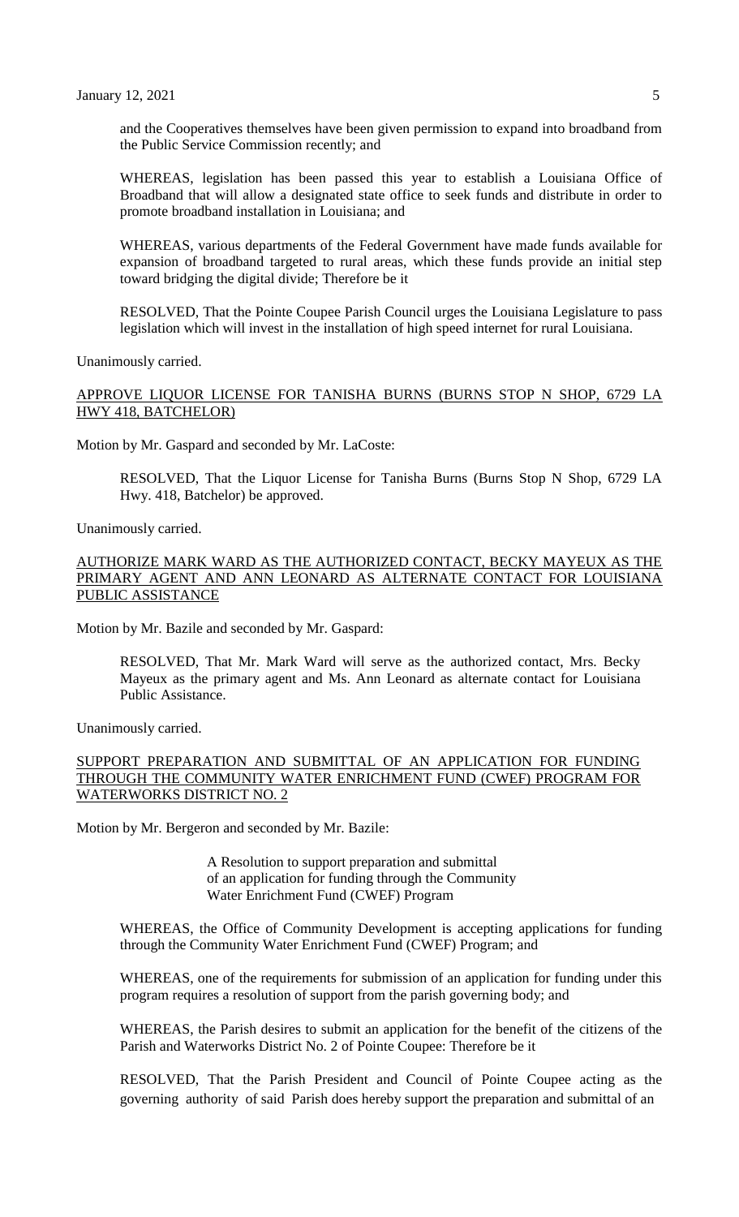and the Cooperatives themselves have been given permission to expand into broadband from the Public Service Commission recently; and

WHEREAS, legislation has been passed this year to establish a Louisiana Office of Broadband that will allow a designated state office to seek funds and distribute in order to promote broadband installation in Louisiana; and

WHEREAS, various departments of the Federal Government have made funds available for expansion of broadband targeted to rural areas, which these funds provide an initial step toward bridging the digital divide; Therefore be it

RESOLVED, That the Pointe Coupee Parish Council urges the Louisiana Legislature to pass legislation which will invest in the installation of high speed internet for rural Louisiana.

Unanimously carried.

APPROVE LIQUOR LICENSE FOR TANISHA BURNS (BURNS STOP N SHOP, 6729 LA HWY 418, BATCHELOR)

Motion by Mr. Gaspard and seconded by Mr. LaCoste:

RESOLVED, That the Liquor License for Tanisha Burns (Burns Stop N Shop, 6729 LA Hwy. 418, Batchelor) be approved.

Unanimously carried.

AUTHORIZE MARK WARD AS THE AUTHORIZED CONTACT, BECKY MAYEUX AS THE PRIMARY AGENT AND ANN LEONARD AS ALTERNATE CONTACT FOR LOUISIANA PUBLIC ASSISTANCE

Motion by Mr. Bazile and seconded by Mr. Gaspard:

RESOLVED, That Mr. Mark Ward will serve as the authorized contact, Mrs. Becky Mayeux as the primary agent and Ms. Ann Leonard as alternate contact for Louisiana Public Assistance.

Unanimously carried.

SUPPORT PREPARATION AND SUBMITTAL OF AN APPLICATION FOR FUNDING THROUGH THE COMMUNITY WATER ENRICHMENT FUND (CWEF) PROGRAM FOR WATERWORKS DISTRICT NO. 2

Motion by Mr. Bergeron and seconded by Mr. Bazile:

A Resolution to support preparation and submittal of an application for funding through the Community Water Enrichment Fund (CWEF) Program

WHEREAS, the Office of Community Development is accepting applications for funding through the Community Water Enrichment Fund (CWEF) Program; and

WHEREAS, one of the requirements for submission of an application for funding under this program requires a resolution of support from the parish governing body; and

WHEREAS, the Parish desires to submit an application for the benefit of the citizens of the Parish and Waterworks District No. 2 of Pointe Coupee: Therefore be it

RESOLVED, That the Parish President and Council of Pointe Coupee acting as the governing authority of said Parish does hereby support the preparation and submittal of an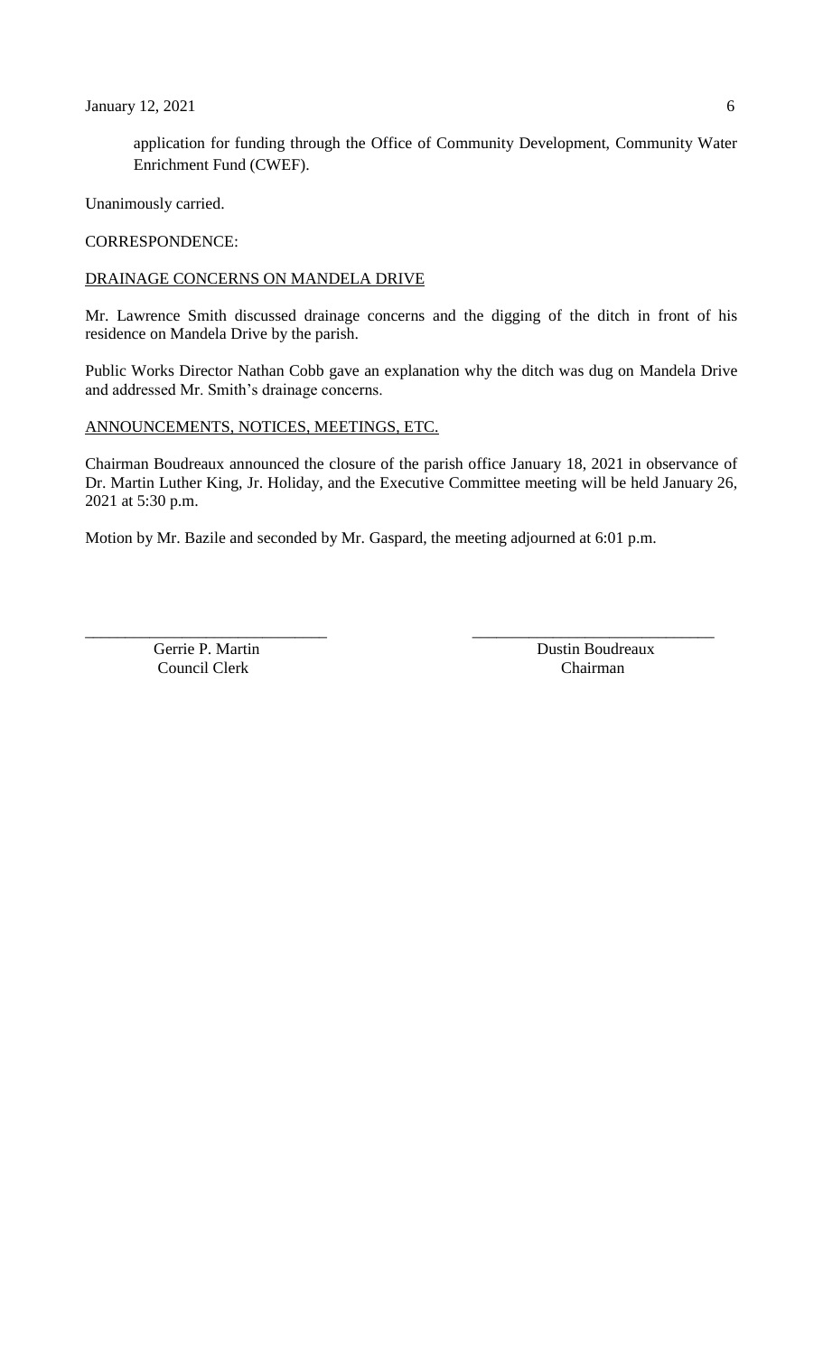application for funding through the Office of Community Development, Community Water Enrichment Fund (CWEF).

Unanimously carried.

CORRESPONDENCE:

DRAINAGE CONCERNS ON MANDELA DRIVE

Mr. Lawrence Smith discussed drainage concerns and the digging of the ditch in front of his residence on Mandela Drive by the parish.

Public Works Director Nathan Cobb gave an explanation why the ditch was dug on Mandela Drive and addressed Mr. Smith's drainage concerns.

ANNOUNCEMENTS, NOTICES, MEETINGS, ETC.

Chairman Boudreaux announced the closure of the parish office January 18, 2021 in observance of Dr. Martin Luther King, Jr. Holiday, and the Executive Committee meeting will be held January 26, 2021 at 5:30 p.m.

Motion by Mr. Bazile and seconded by Mr. Gaspard, the meeting adjourned at 6:01 p.m.

| | |
|---|---|
| \_\_\_\_\_\_\_\_\_\_\_\_\_\_\_\_\_\_\_\_\_\_\_\_\_\_\_\_\_\_ | \_\_\_\_\_\_\_\_\_\_\_\_\_\_\_\_\_\_\_\_\_\_\_\_\_\_\_\_\_\_ |
| Gerrie P. Martin | Dustin Boudreaux |
| Council Clerk | Chairman |